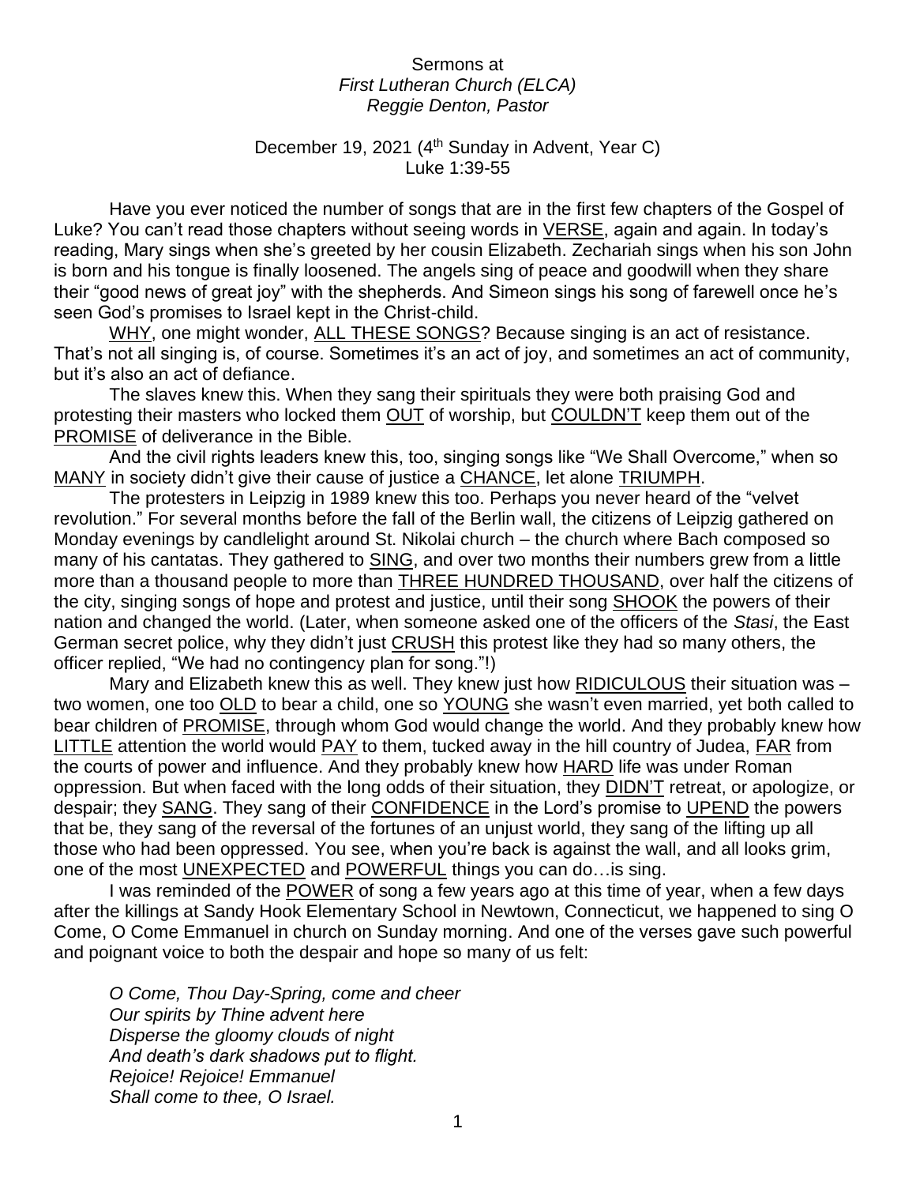Sermons at  
*First Lutheran Church (ELCA)*  
*Reggie Denton, Pastor*

December 19, 2021 (4th Sunday in Advent, Year C)  
Luke 1:39-55

Have you ever noticed the number of songs that are in the first few chapters of the Gospel of Luke? You can't read those chapters without seeing words in <u>VERSE</u>, again and again. In today's reading, Mary sings when she's greeted by her cousin Elizabeth. Zechariah sings when his son John is born and his tongue is finally loosened. The angels sing of peace and goodwill when they share their "good news of great joy" with the shepherds. And Simeon sings his song of farewell once he's seen God's promises to Israel kept in the Christ-child.

<u>WHY</u>, one might wonder, <u>ALL THESE SONGS</u>? Because singing is an act of resistance. That's not all singing is, of course. Sometimes it's an act of joy, and sometimes an act of community, but it's also an act of defiance.

The slaves knew this. When they sang their spirituals they were both praising God and protesting their masters who locked them <u>OUT</u> of worship, but <u>COULDN'T</u> keep them out of the <u>PROMISE</u> of deliverance in the Bible.

And the civil rights leaders knew this, too, singing songs like "We Shall Overcome," when so <u>MANY</u> in society didn't give their cause of justice a <u>CHANCE</u>, let alone <u>TRIUMPH</u>.

The protesters in Leipzig in 1989 knew this too. Perhaps you never heard of the "velvet revolution." For several months before the fall of the Berlin wall, the citizens of Leipzig gathered on Monday evenings by candlelight around St. Nikolai church – the church where Bach composed so many of his cantatas. They gathered to <u>SING</u>, and over two months their numbers grew from a little more than a thousand people to more than <u>THREE HUNDRED THOUSAND</u>, over half the citizens of the city, singing songs of hope and protest and justice, until their song <u>SHOOK</u> the powers of their nation and changed the world. (Later, when someone asked one of the officers of the *Stasi*, the East German secret police, why they didn't just <u>CRUSH</u> this protest like they had so many others, the officer replied, "We had no contingency plan for song."!)

Mary and Elizabeth knew this as well. They knew just how <u>RIDICULOUS</u> their situation was – two women, one too <u>OLD</u> to bear a child, one so <u>YOUNG</u> she wasn't even married, yet both called to bear children of <u>PROMISE</u>, through whom God would change the world. And they probably knew how <u>LITTLE</u> attention the world would <u>PAY</u> to them, tucked away in the hill country of Judea, <u>FAR</u> from the courts of power and influence. And they probably knew how <u>HARD</u> life was under Roman oppression. But when faced with the long odds of their situation, they <u>DIDN'T</u> retreat, or apologize, or despair; they <u>SANG</u>. They sang of their <u>CONFIDENCE</u> in the Lord's promise to <u>UPEND</u> the powers that be, they sang of the reversal of the fortunes of an unjust world, they sang of the lifting up all those who had been oppressed. You see, when you're back is against the wall, and all looks grim, one of the most <u>UNEXPECTED</u> and <u>POWERFUL</u> things you can do…is sing.

I was reminded of the <u>POWER</u> of song a few years ago at this time of year, when a few days after the killings at Sandy Hook Elementary School in Newtown, Connecticut, we happened to sing O Come, O Come Emmanuel in church on Sunday morning. And one of the verses gave such powerful and poignant voice to both the despair and hope so many of us felt:

*O Come, Thou Day-Spring, come and cheer*  
*Our spirits by Thine advent here*  
*Disperse the gloomy clouds of night*  
*And death's dark shadows put to flight.*  
*Rejoice! Rejoice! Emmanuel*  
*Shall come to thee, O Israel.*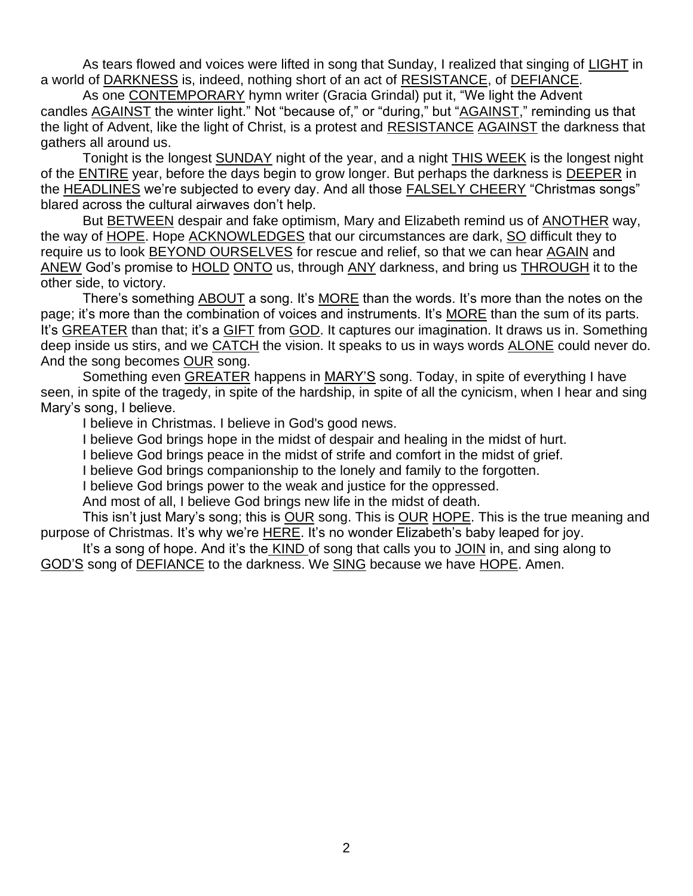As tears flowed and voices were lifted in song that Sunday, I realized that singing of <u>LIGHT</u> in a world of <u>DARKNESS</u> is, indeed, nothing short of an act of <u>RESISTANCE</u>, of <u>DEFIANCE</u>.

As one <u>CONTEMPORARY</u> hymn writer (Gracia Grindal) put it, "We light the Advent candles <u>AGAINST</u> the winter light." Not "because of," or "during," but "<u>AGAINST</u>," reminding us that the light of Advent, like the light of Christ, is a protest and <u>RESISTANCE</u> <u>AGAINST</u> the darkness that gathers all around us.

Tonight is the longest <u>SUNDAY</u> night of the year, and a night <u>THIS WEEK</u> is the longest night of the <u>ENTIRE</u> year, before the days begin to grow longer. But perhaps the darkness is <u>DEEPER</u> in the <u>HEADLINES</u> we're subjected to every day. And all those <u>FALSELY CHEERY</u> "Christmas songs" blared across the cultural airwaves don't help.

But <u>BETWEEN</u> despair and fake optimism, Mary and Elizabeth remind us of <u>ANOTHER</u> way, the way of <u>HOPE</u>. Hope <u>ACKNOWLEDGES</u> that our circumstances are dark, <u>SO</u> difficult they to require us to look <u>BEYOND OURSELVES</u> for rescue and relief, so that we can hear <u>AGAIN</u> and <u>ANEW</u> God's promise to <u>HOLD</u> <u>ONTO</u> us, through <u>ANY</u> darkness, and bring us <u>THROUGH</u> it to the other side, to victory.

There's something <u>ABOUT</u> a song. It's <u>MORE</u> than the words. It's more than the notes on the page; it's more than the combination of voices and instruments. It's <u>MORE</u> than the sum of its parts. It's <u>GREATER</u> than that; it's a <u>GIFT</u> from <u>GOD</u>. It captures our imagination. It draws us in. Something deep inside us stirs, and we <u>CATCH</u> the vision. It speaks to us in ways words <u>ALONE</u> could never do. And the song becomes <u>OUR</u> song.

Something even <u>GREATER</u> happens in <u>MARY'S</u> song. Today, in spite of everything I have seen, in spite of the tragedy, in spite of the hardship, in spite of all the cynicism, when I hear and sing Mary's song, I believe.

I believe in Christmas. I believe in God's good news.

I believe God brings hope in the midst of despair and healing in the midst of hurt.

I believe God brings peace in the midst of strife and comfort in the midst of grief.

I believe God brings companionship to the lonely and family to the forgotten.

I believe God brings power to the weak and justice for the oppressed.

And most of all, I believe God brings new life in the midst of death.

This isn't just Mary's song; this is <u>OUR</u> song. This is <u>OUR</u> <u>HOPE</u>. This is the true meaning and purpose of Christmas. It's why we're <u>HERE</u>. It's no wonder Elizabeth's baby leaped for joy.

It's a song of hope. And it's the <u>KIND</u> of song that calls you to <u>JOIN</u> in, and sing along to <u>GOD'S</u> song of <u>DEFIANCE</u> to the darkness. We <u>SING</u> because we have <u>HOPE</u>. Amen.